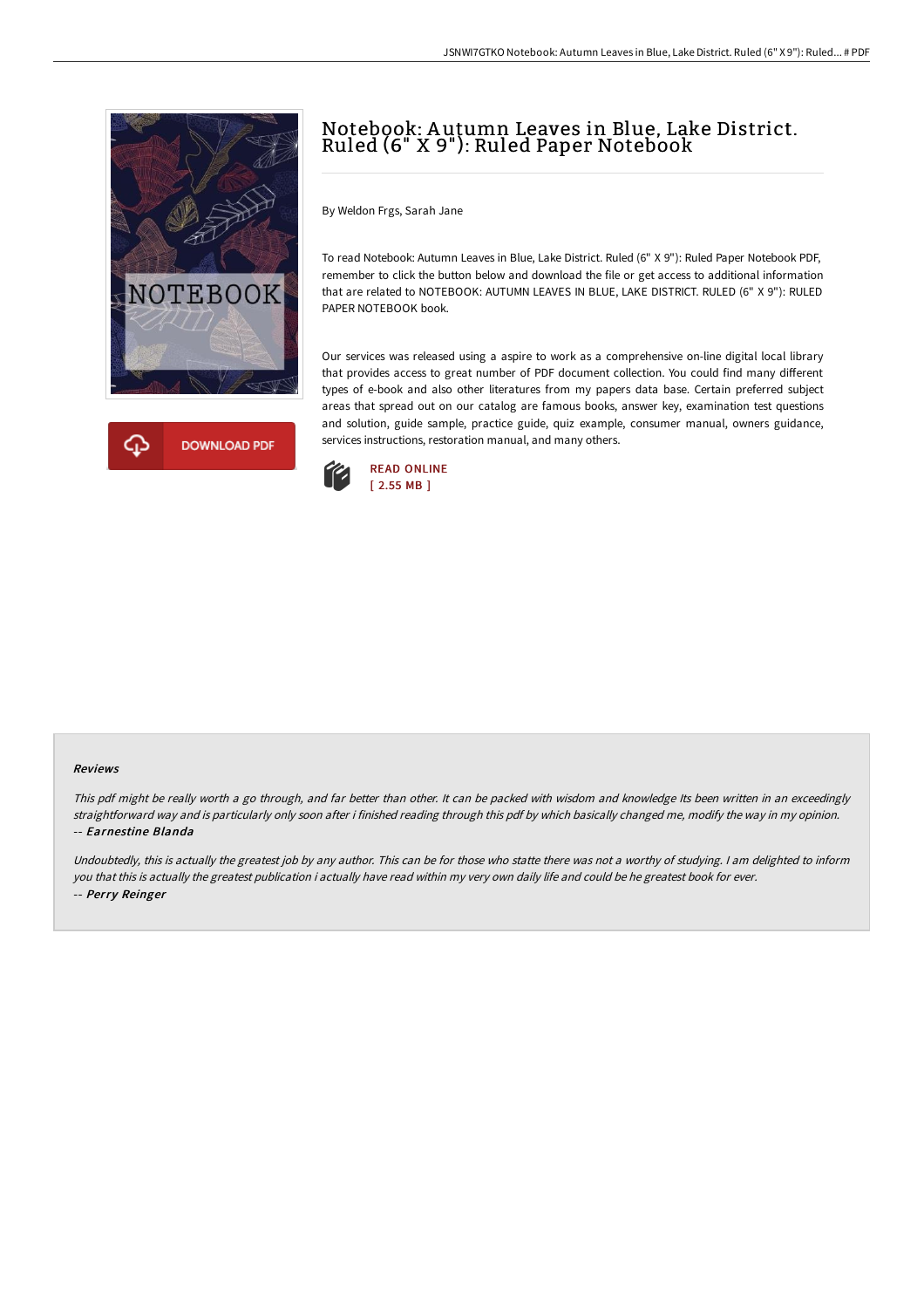# Notebook: Autumn Leaves in Blue, Lake District. Ruled (6" X 9"): Ruled Paper Notebook

DOWNLOAD PDF

By Weldon Frgs, Sarah Jane

To read Notebook: Autumn Leaves in Blue, Lake District. Ruled (6" X 9"): Ruled Paper Notebook PDF, remember to click the button below and download the file or get access to additional information that are related to NOTEBOOK: AUTUMN LEAVES IN BLUE, LAKE DISTRICT. RULED (6" X 9"): RULED PAPER NOTEBOOK book.

Our services was released using a aspire to work as a comprehensive on-line digital local library that provides access to great number of PDF document collection. You could find many different types of e-book and also other literatures from my papers data base. Certain preferred subject areas that spread out on our catalog are famous books, answer key, examination test questions and solution, guide sample, practice guide, quiz example, consumer manual, owners guidance, services instructions, restoration manual, and many others.

READ ONLINE
[ 2.55 MB ]

#### Reviews

*This pdf might be really worth a go through, and far better than other. It can be packed with wisdom and knowledge Its been written in an exceedingly straightforward way and is particularly only soon after i finished reading through this pdf by which basically changed me, modify the way in my opinion.*
*-- Earnestine Blanda*

*Undoubtedly, this is actually the greatest job by any author. This can be for those who statte there was not a worthy of studying. I am delighted to inform you that this is actually the greatest publication i actually have read within my very own daily life and could be he greatest book for ever.*
*-- Perry Reinger*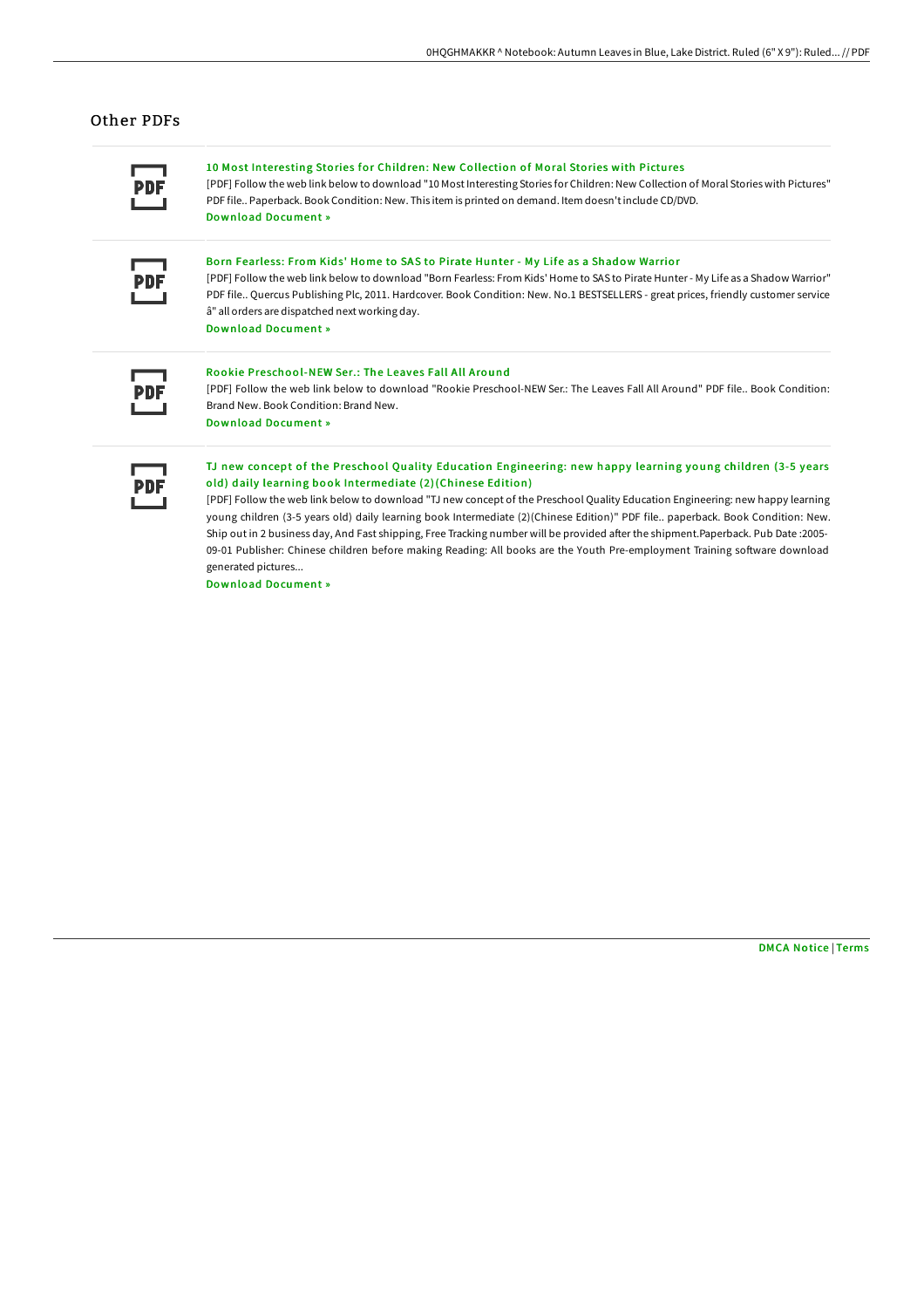## Other PDFs

### 10 Most Interesting Stories for Children: New Collection of Moral Stories with Pictures

[PDF] Follow the web link below to download "10 Most Interesting Stories for Children: New Collection of Moral Stories with Pictures" PDF file.. Paperback. Book Condition: New. This item is printed on demand. Item doesn't include CD/DVD.

Download Document »

### Born Fearless: From Kids' Home to SAS to Pirate Hunter - My Life as a Shadow Warrior

[PDF] Follow the web link below to download "Born Fearless: From Kids' Home to SAS to Pirate Hunter - My Life as a Shadow Warrior" PDF file.. Quercus Publishing Plc, 2011. Hardcover. Book Condition: New. No.1 BESTSELLERS - great prices, friendly customer service â" all orders are dispatched next working day.

Download Document »

### Rookie Preschool-NEW Ser.: The Leaves Fall All Around

[PDF] Follow the web link below to download "Rookie Preschool-NEW Ser.: The Leaves Fall All Around" PDF file.. Book Condition: Brand New. Book Condition: Brand New.

Download Document »

### TJ new concept of the Preschool Quality Education Engineering: new happy learning young children (3-5 years old) daily learning book Intermediate (2)(Chinese Edition)

[PDF] Follow the web link below to download "TJ new concept of the Preschool Quality Education Engineering: new happy learning young children (3-5 years old) daily learning book Intermediate (2)(Chinese Edition)" PDF file.. paperback. Book Condition: New. Ship out in 2 business day, And Fast shipping, Free Tracking number will be provided after the shipment.Paperback. Pub Date :2005-09-01 Publisher: Chinese children before making Reading: All books are the Youth Pre-employment Training software download generated pictures...

Download Document »

DMCA Notice | Terms